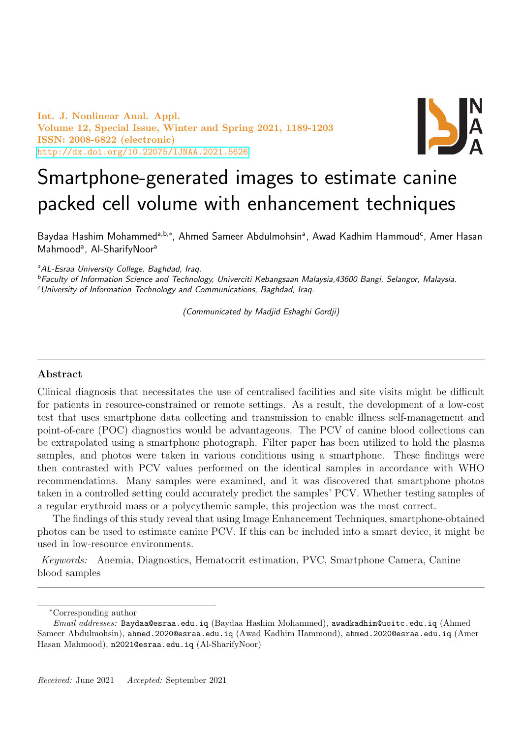# Smartphone-generated images to estimate canine packed cell volume with enhancement techniques

Baydaa Hashim Mohammed[a,b,*], Ahmed Sameer Abdulmohsin[a], Awad Kadhim Hammoud[c], Amer Hasan Mahmood[a], Al-SharifyNoor[a]

[a]*AL-Esraa University College, Baghdad, Iraq.*

[b]*Faculty of Information Science and Technology, Univerciti Kebangsaan Malaysia,43600 Bangi, Selangor, Malaysia.*

[c]*University of Information Technology and Communications, Baghdad, Iraq.*

*(Communicated by Madjid Eshaghi Gordji)*

## Abstract

Clinical diagnosis that necessitates the use of centralised facilities and site visits might be difficult for patients in resource-constrained or remote settings. As a result, the development of a low-cost test that uses smartphone data collecting and transmission to enable illness self-management and point-of-care (POC) diagnostics would be advantageous. The PCV of canine blood collections can be extrapolated using a smartphone photograph. Filter paper has been utilized to hold the plasma samples, and photos were taken in various conditions using a smartphone. These findings were then contrasted with PCV values performed on the identical samples in accordance with WHO recommendations. Many samples were examined, and it was discovered that smartphone photos taken in a controlled setting could accurately predict the samples' PCV. Whether testing samples of a regular erythroid mass or a polycythemic sample, this projection was the most correct.

The findings of this study reveal that using Image Enhancement Techniques, smartphone-obtained photos can be used to estimate canine PCV. If this can be included into a smart device, it might be used in low-resource environments.

*Keywords:* Anemia, Diagnostics, Hematocrit estimation, PVC, Smartphone Camera, Canine blood samples

*Corresponding author

*Email addresses:* Baydaa@esraa.edu.iq (Baydaa Hashim Mohammed), awadkadhim@uoitc.edu.iq (Ahmed Sameer Abdulmohsin), ahmed.2020@esraa.edu.iq (Awad Kadhim Hammoud), ahmed.2020@esraa.edu.iq (Amer Hasan Mahmood), n2021@esraa.edu.iq (Al-SharifyNoor)

*Received:* June 2021 *Accepted:* September 2021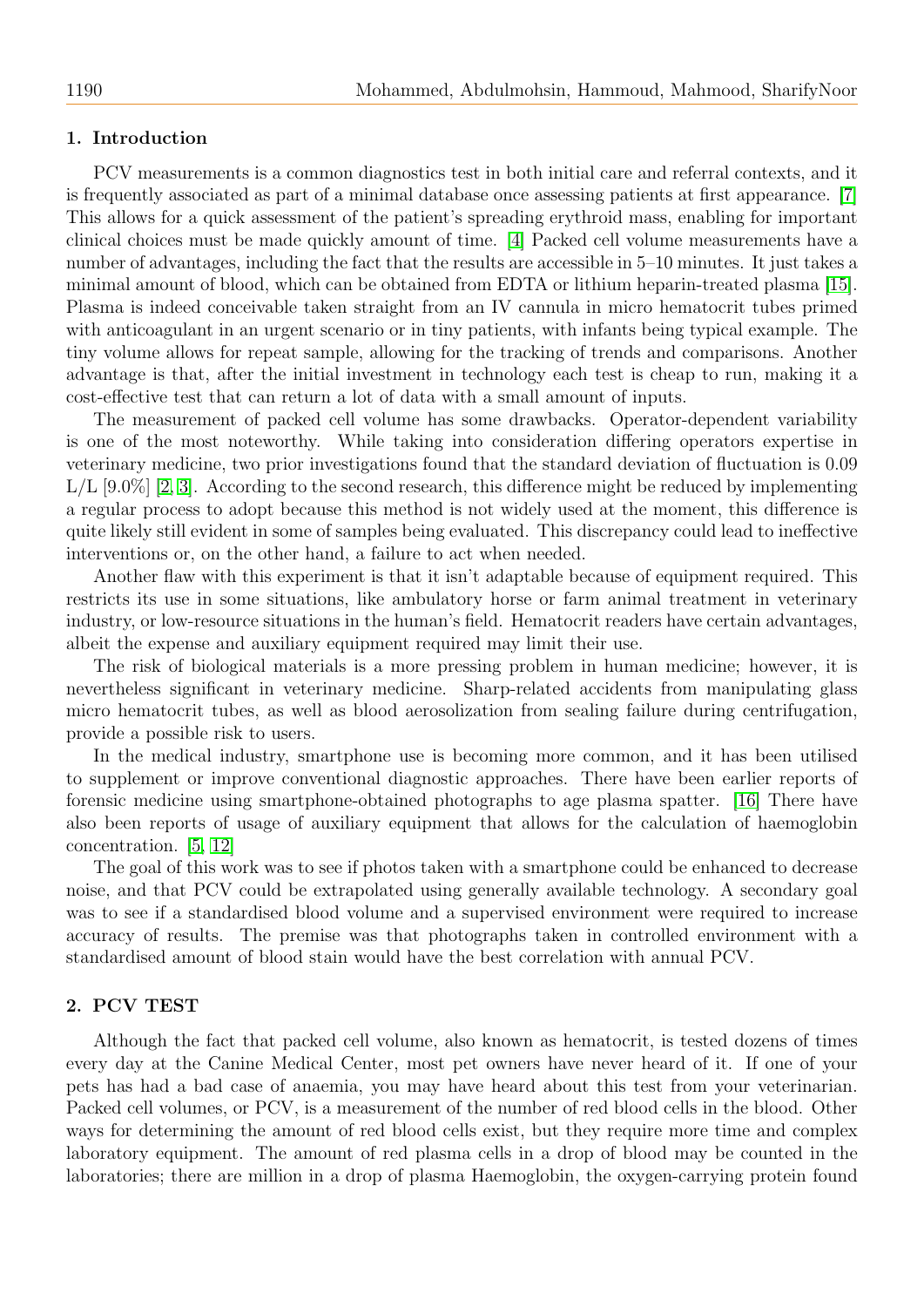## 1. Introduction

PCV measurements is a common diagnostics test in both initial care and referral contexts, and it is frequently associated as part of a minimal database once assessing patients at first appearance. [7] This allows for a quick assessment of the patient's spreading erythroid mass, enabling for important clinical choices must be made quickly amount of time. [4] Packed cell volume measurements have a number of advantages, including the fact that the results are accessible in 5–10 minutes. It just takes a minimal amount of blood, which can be obtained from EDTA or lithium heparin-treated plasma [15]. Plasma is indeed conceivable taken straight from an IV cannula in micro hematocrit tubes primed with anticoagulant in an urgent scenario or in tiny patients, with infants being typical example. The tiny volume allows for repeat sample, allowing for the tracking of trends and comparisons. Another advantage is that, after the initial investment in technology each test is cheap to run, making it a cost-effective test that can return a lot of data with a small amount of inputs.

The measurement of packed cell volume has some drawbacks. Operator-dependent variability is one of the most noteworthy. While taking into consideration differing operators expertise in veterinary medicine, two prior investigations found that the standard deviation of fluctuation is 0.09 L/L [9.0%] [2, 3]. According to the second research, this difference might be reduced by implementing a regular process to adopt because this method is not widely used at the moment, this difference is quite likely still evident in some of samples being evaluated. This discrepancy could lead to ineffective interventions or, on the other hand, a failure to act when needed.

Another flaw with this experiment is that it isn't adaptable because of equipment required. This restricts its use in some situations, like ambulatory horse or farm animal treatment in veterinary industry, or low-resource situations in the human's field. Hematocrit readers have certain advantages, albeit the expense and auxiliary equipment required may limit their use.

The risk of biological materials is a more pressing problem in human medicine; however, it is nevertheless significant in veterinary medicine. Sharp-related accidents from manipulating glass micro hematocrit tubes, as well as blood aerosolization from sealing failure during centrifugation, provide a possible risk to users.

In the medical industry, smartphone use is becoming more common, and it has been utilised to supplement or improve conventional diagnostic approaches. There have been earlier reports of forensic medicine using smartphone-obtained photographs to age plasma spatter. [16] There have also been reports of usage of auxiliary equipment that allows for the calculation of haemoglobin concentration. [5, 12]

The goal of this work was to see if photos taken with a smartphone could be enhanced to decrease noise, and that PCV could be extrapolated using generally available technology. A secondary goal was to see if a standardised blood volume and a supervised environment were required to increase accuracy of results. The premise was that photographs taken in controlled environment with a standardised amount of blood stain would have the best correlation with annual PCV.

## 2. PCV TEST

Although the fact that packed cell volume, also known as hematocrit, is tested dozens of times every day at the Canine Medical Center, most pet owners have never heard of it. If one of your pets has had a bad case of anaemia, you may have heard about this test from your veterinarian. Packed cell volumes, or PCV, is a measurement of the number of red blood cells in the blood. Other ways for determining the amount of red blood cells exist, but they require more time and complex laboratory equipment. The amount of red plasma cells in a drop of blood may be counted in the laboratories; there are million in a drop of plasma Haemoglobin, the oxygen-carrying protein found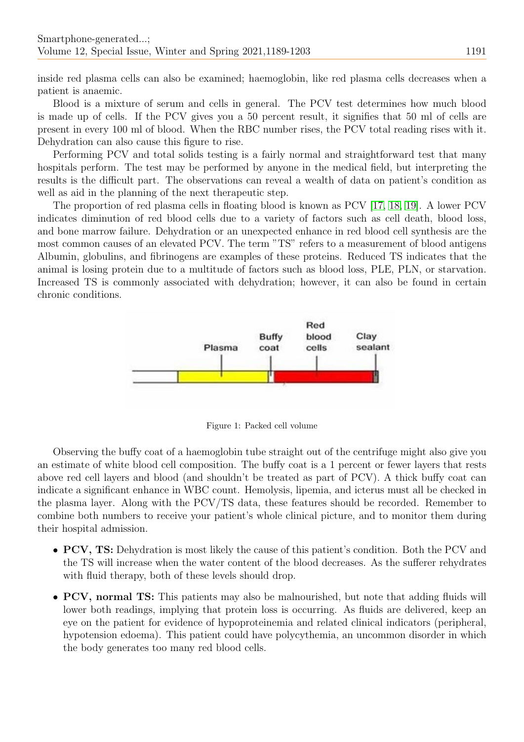inside red plasma cells can also be examined; haemoglobin, like red plasma cells decreases when a patient is anaemic.

Blood is a mixture of serum and cells in general. The PCV test determines how much blood is made up of cells. If the PCV gives you a 50 percent result, it signifies that 50 ml of cells are present in every 100 ml of blood. When the RBC number rises, the PCV total reading rises with it. Dehydration can also cause this figure to rise.

Performing PCV and total solids testing is a fairly normal and straightforward test that many hospitals perform. The test may be performed by anyone in the medical field, but interpreting the results is the difficult part. The observations can reveal a wealth of data on patient's condition as well as aid in the planning of the next therapeutic step.

The proportion of red plasma cells in floating blood is known as PCV [17, 18, 19]. A lower PCV indicates diminution of red blood cells due to a variety of factors such as cell death, blood loss, and bone marrow failure. Dehydration or an unexpected enhance in red blood cell synthesis are the most common causes of an elevated PCV. The term "TS" refers to a measurement of blood antigens Albumin, globulins, and fibrinogens are examples of these proteins. Reduced TS indicates that the animal is losing protein due to a multitude of factors such as blood loss, PLE, PLN, or starvation. Increased TS is commonly associated with dehydration; however, it can also be found in certain chronic conditions.

Figure 1: Packed cell volume

Observing the buffy coat of a haemoglobin tube straight out of the centrifuge might also give you an estimate of white blood cell composition. The buffy coat is a 1 percent or fewer layers that rests above red cell layers and blood (and shouldn't be treated as part of PCV). A thick buffy coat can indicate a significant enhance in WBC count. Hemolysis, lipemia, and icterus must all be checked in the plasma layer. Along with the PCV/TS data, these features should be recorded. Remember to combine both numbers to receive your patient's whole clinical picture, and to monitor them during their hospital admission.

- **PCV, TS:** Dehydration is most likely the cause of this patient's condition. Both the PCV and the TS will increase when the water content of the blood decreases. As the sufferer rehydrates with fluid therapy, both of these levels should drop.
- **PCV, normal TS:** This patients may also be malnourished, but note that adding fluids will lower both readings, implying that protein loss is occurring. As fluids are delivered, keep an eye on the patient for evidence of hypoproteinemia and related clinical indicators (peripheral, hypotension edoema). This patient could have polycythemia, an uncommon disorder in which the body generates too many red blood cells.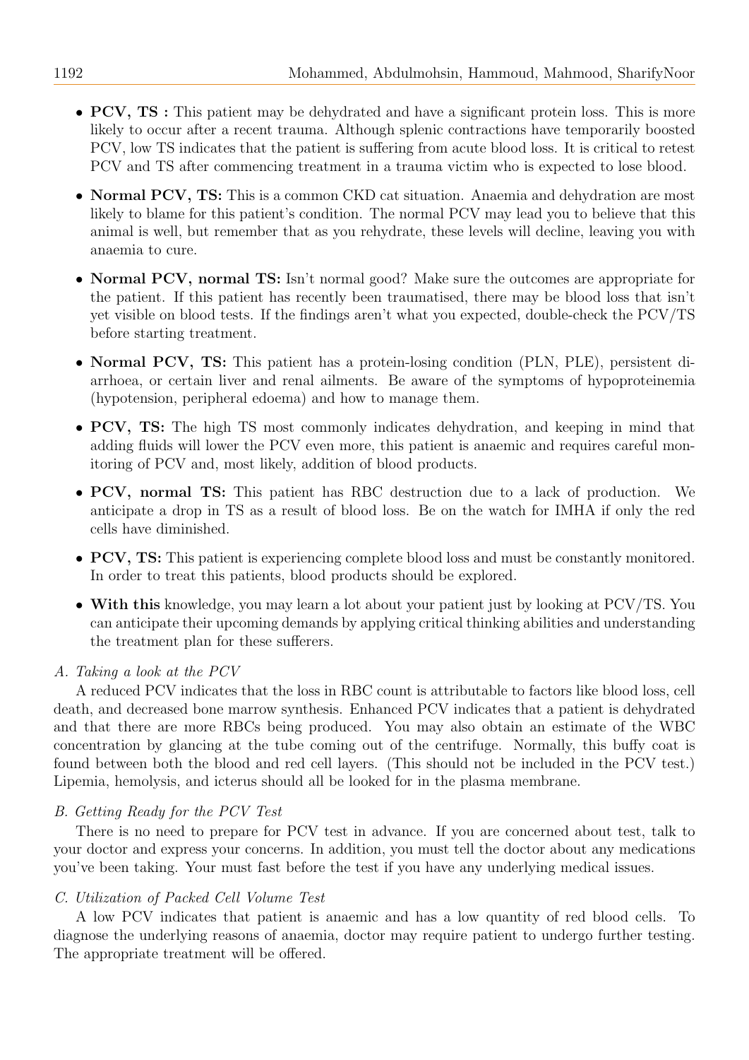- **PCV, TS :** This patient may be dehydrated and have a significant protein loss. This is more likely to occur after a recent trauma. Although splenic contractions have temporarily boosted PCV, low TS indicates that the patient is suffering from acute blood loss. It is critical to retest PCV and TS after commencing treatment in a trauma victim who is expected to lose blood.
- **Normal PCV, TS:** This is a common CKD cat situation. Anaemia and dehydration are most likely to blame for this patient's condition. The normal PCV may lead you to believe that this animal is well, but remember that as you rehydrate, these levels will decline, leaving you with anaemia to cure.
- **Normal PCV, normal TS:** Isn't normal good? Make sure the outcomes are appropriate for the patient. If this patient has recently been traumatised, there may be blood loss that isn't yet visible on blood tests. If the findings aren't what you expected, double-check the PCV/TS before starting treatment.
- **Normal PCV, TS:** This patient has a protein-losing condition (PLN, PLE), persistent diarrhoea, or certain liver and renal ailments. Be aware of the symptoms of hypoproteinemia (hypotension, peripheral edoema) and how to manage them.
- **PCV, TS:** The high TS most commonly indicates dehydration, and keeping in mind that adding fluids will lower the PCV even more, this patient is anaemic and requires careful monitoring of PCV and, most likely, addition of blood products.
- **PCV, normal TS:** This patient has RBC destruction due to a lack of production. We anticipate a drop in TS as a result of blood loss. Be on the watch for IMHA if only the red cells have diminished.
- **PCV, TS:** This patient is experiencing complete blood loss and must be constantly monitored. In order to treat this patients, blood products should be explored.
- **With this** knowledge, you may learn a lot about your patient just by looking at PCV/TS. You can anticipate their upcoming demands by applying critical thinking abilities and understanding the treatment plan for these sufferers.

### *A. Taking a look at the PCV*

A reduced PCV indicates that the loss in RBC count is attributable to factors like blood loss, cell death, and decreased bone marrow synthesis. Enhanced PCV indicates that a patient is dehydrated and that there are more RBCs being produced. You may also obtain an estimate of the WBC concentration by glancing at the tube coming out of the centrifuge. Normally, this buffy coat is found between both the blood and red cell layers. (This should not be included in the PCV test.) Lipemia, hemolysis, and icterus should all be looked for in the plasma membrane.

### *B. Getting Ready for the PCV Test*

There is no need to prepare for PCV test in advance. If you are concerned about test, talk to your doctor and express your concerns. In addition, you must tell the doctor about any medications you've been taking. Your must fast before the test if you have any underlying medical issues.

### *C. Utilization of Packed Cell Volume Test*

A low PCV indicates that patient is anaemic and has a low quantity of red blood cells. To diagnose the underlying reasons of anaemia, doctor may require patient to undergo further testing. The appropriate treatment will be offered.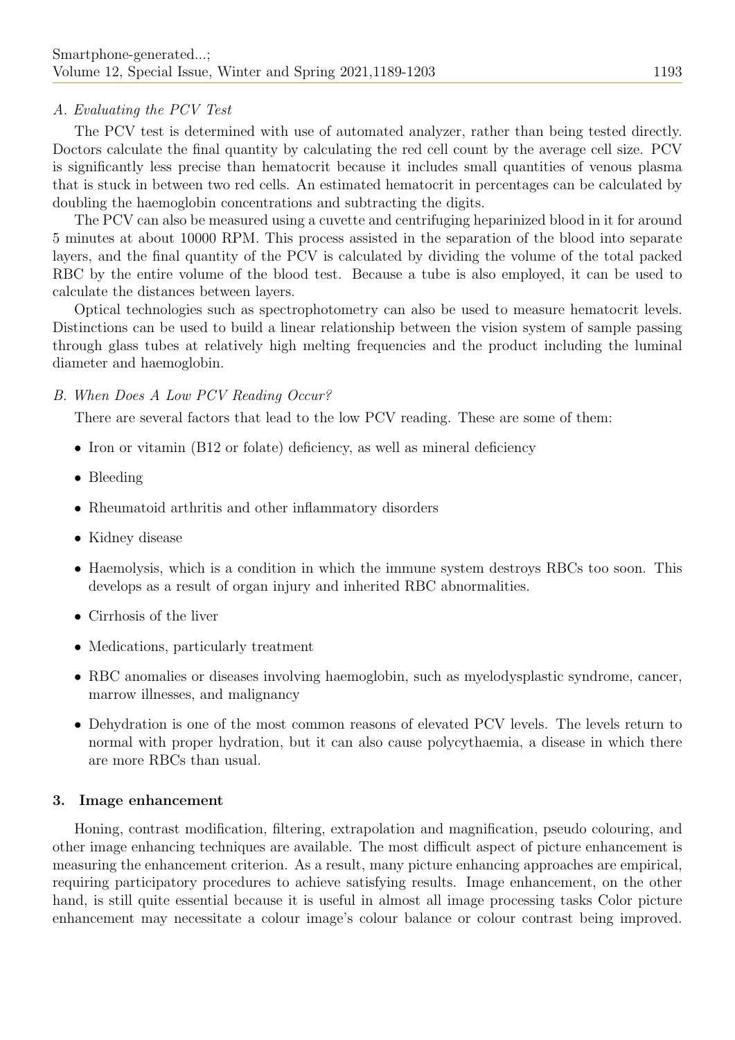### A. Evaluating the PCV Test

The PCV test is determined with use of automated analyzer, rather than being tested directly. Doctors calculate the final quantity by calculating the red cell count by the average cell size. PCV is significantly less precise than hematocrit because it includes small quantities of venous plasma that is stuck in between two red cells. An estimated hematocrit in percentages can be calculated by doubling the haemoglobin concentrations and subtracting the digits.

The PCV can also be measured using a cuvette and centrifuging heparinized blood in it for around 5 minutes at about 10000 RPM. This process assisted in the separation of the blood into separate layers, and the final quantity of the PCV is calculated by dividing the volume of the total packed RBC by the entire volume of the blood test. Because a tube is also employed, it can be used to calculate the distances between layers.

Optical technologies such as spectrophotometry can also be used to measure hematocrit levels. Distinctions can be used to build a linear relationship between the vision system of sample passing through glass tubes at relatively high melting frequencies and the product including the luminal diameter and haemoglobin.

### B. When Does A Low PCV Reading Occur?

There are several factors that lead to the low PCV reading. These are some of them:

- Iron or vitamin (B12 or folate) deficiency, as well as mineral deficiency
- Bleeding
- Rheumatoid arthritis and other inflammatory disorders
- Kidney disease
- Haemolysis, which is a condition in which the immune system destroys RBCs too soon. This develops as a result of organ injury and inherited RBC abnormalities.
- Cirrhosis of the liver
- Medications, particularly treatment
- RBC anomalies or diseases involving haemoglobin, such as myelodysplastic syndrome, cancer, marrow illnesses, and malignancy
- Dehydration is one of the most common reasons of elevated PCV levels. The levels return to normal with proper hydration, but it can also cause polycythaemia, a disease in which there are more RBCs than usual.

## 3. Image enhancement

Honing, contrast modification, filtering, extrapolation and magnification, pseudo colouring, and other image enhancing techniques are available. The most difficult aspect of picture enhancement is measuring the enhancement criterion. As a result, many picture enhancing approaches are empirical, requiring participatory procedures to achieve satisfying results. Image enhancement, on the other hand, is still quite essential because it is useful in almost all image processing tasks Color picture enhancement may necessitate a colour image's colour balance or colour contrast being improved.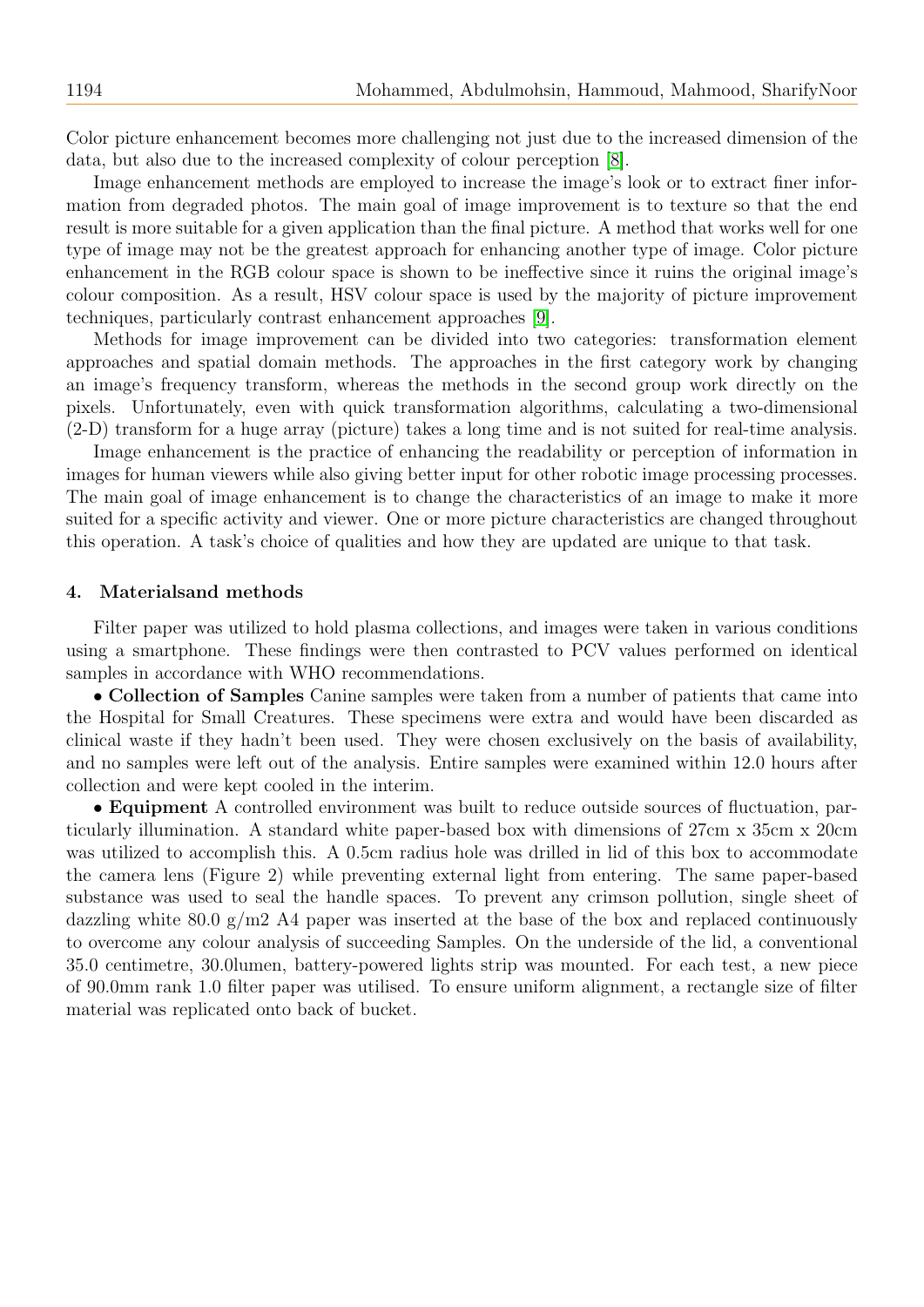Color picture enhancement becomes more challenging not just due to the increased dimension of the data, but also due to the increased complexity of colour perception [8].

Image enhancement methods are employed to increase the image's look or to extract finer information from degraded photos. The main goal of image improvement is to texture so that the end result is more suitable for a given application than the final picture. A method that works well for one type of image may not be the greatest approach for enhancing another type of image. Color picture enhancement in the RGB colour space is shown to be ineffective since it ruins the original image's colour composition. As a result, HSV colour space is used by the majority of picture improvement techniques, particularly contrast enhancement approaches [9].

Methods for image improvement can be divided into two categories: transformation element approaches and spatial domain methods. The approaches in the first category work by changing an image's frequency transform, whereas the methods in the second group work directly on the pixels. Unfortunately, even with quick transformation algorithms, calculating a two-dimensional (2-D) transform for a huge array (picture) takes a long time and is not suited for real-time analysis.

Image enhancement is the practice of enhancing the readability or perception of information in images for human viewers while also giving better input for other robotic image processing processes. The main goal of image enhancement is to change the characteristics of an image to make it more suited for a specific activity and viewer. One or more picture characteristics are changed throughout this operation. A task's choice of qualities and how they are updated are unique to that task.

## 4. Materialsand methods

Filter paper was utilized to hold plasma collections, and images were taken in various conditions using a smartphone. These findings were then contrasted to PCV values performed on identical samples in accordance with WHO recommendations.

- **Collection of Samples** Canine samples were taken from a number of patients that came into the Hospital for Small Creatures. These specimens were extra and would have been discarded as clinical waste if they hadn't been used. They were chosen exclusively on the basis of availability, and no samples were left out of the analysis. Entire samples were examined within 12.0 hours after collection and were kept cooled in the interim.

- **Equipment** A controlled environment was built to reduce outside sources of fluctuation, particularly illumination. A standard white paper-based box with dimensions of 27cm x 35cm x 20cm was utilized to accomplish this. A 0.5cm radius hole was drilled in lid of this box to accommodate the camera lens (Figure 2) while preventing external light from entering. The same paper-based substance was used to seal the handle spaces. To prevent any crimson pollution, single sheet of dazzling white 80.0 g/m2 A4 paper was inserted at the base of the box and replaced continuously to overcome any colour analysis of succeeding Samples. On the underside of the lid, a conventional 35.0 centimetre, 30.0lumen, battery-powered lights strip was mounted. For each test, a new piece of 90.0mm rank 1.0 filter paper was utilised. To ensure uniform alignment, a rectangle size of filter material was replicated onto back of bucket.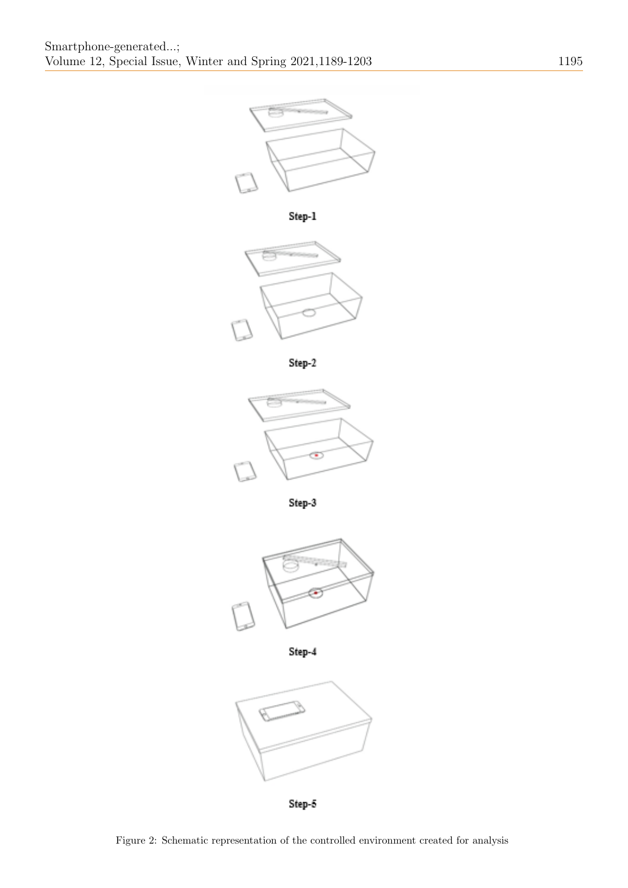Step-1

Step-2

Step-3

Step-4

Step-5

Figure 2: Schematic representation of the controlled environment created for analysis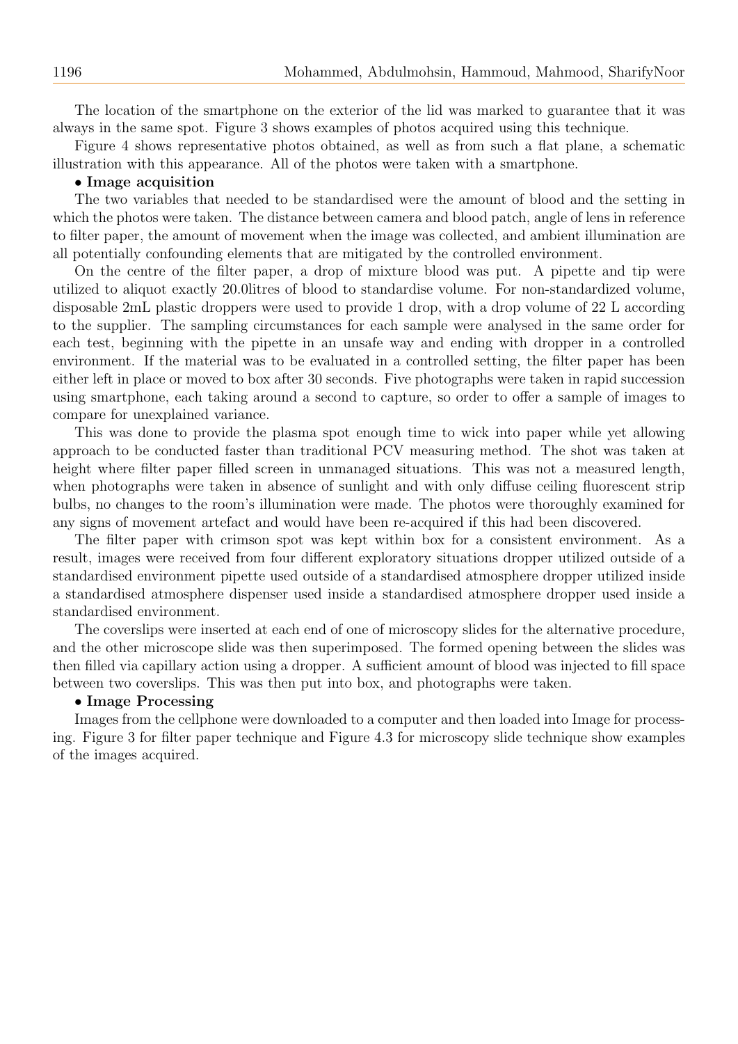The location of the smartphone on the exterior of the lid was marked to guarantee that it was always in the same spot. Figure 3 shows examples of photos acquired using this technique.

Figure 4 shows representative photos obtained, as well as from such a flat plane, a schematic illustration with this appearance. All of the photos were taken with a smartphone.

- **Image acquisition**

The two variables that needed to be standardised were the amount of blood and the setting in which the photos were taken. The distance between camera and blood patch, angle of lens in reference to filter paper, the amount of movement when the image was collected, and ambient illumination are all potentially confounding elements that are mitigated by the controlled environment.

On the centre of the filter paper, a drop of mixture blood was put. A pipette and tip were utilized to aliquot exactly 20.0litres of blood to standardise volume. For non-standardized volume, disposable 2mL plastic droppers were used to provide 1 drop, with a drop volume of 22 L according to the supplier. The sampling circumstances for each sample were analysed in the same order for each test, beginning with the pipette in an unsafe way and ending with dropper in a controlled environment. If the material was to be evaluated in a controlled setting, the filter paper has been either left in place or moved to box after 30 seconds. Five photographs were taken in rapid succession using smartphone, each taking around a second to capture, so order to offer a sample of images to compare for unexplained variance.

This was done to provide the plasma spot enough time to wick into paper while yet allowing approach to be conducted faster than traditional PCV measuring method. The shot was taken at height where filter paper filled screen in unmanaged situations. This was not a measured length, when photographs were taken in absence of sunlight and with only diffuse ceiling fluorescent strip bulbs, no changes to the room's illumination were made. The photos were thoroughly examined for any signs of movement artefact and would have been re-acquired if this had been discovered.

The filter paper with crimson spot was kept within box for a consistent environment. As a result, images were received from four different exploratory situations dropper utilized outside of a standardised environment pipette used outside of a standardised atmosphere dropper utilized inside a standardised atmosphere dispenser used inside a standardised atmosphere dropper used inside a standardised environment.

The coverslips were inserted at each end of one of microscopy slides for the alternative procedure, and the other microscope slide was then superimposed. The formed opening between the slides was then filled via capillary action using a dropper. A sufficient amount of blood was injected to fill space between two coverslips. This was then put into box, and photographs were taken.

- **Image Processing**

Images from the cellphone were downloaded to a computer and then loaded into Image for processing. Figure 3 for filter paper technique and Figure 4.3 for microscopy slide technique show examples of the images acquired.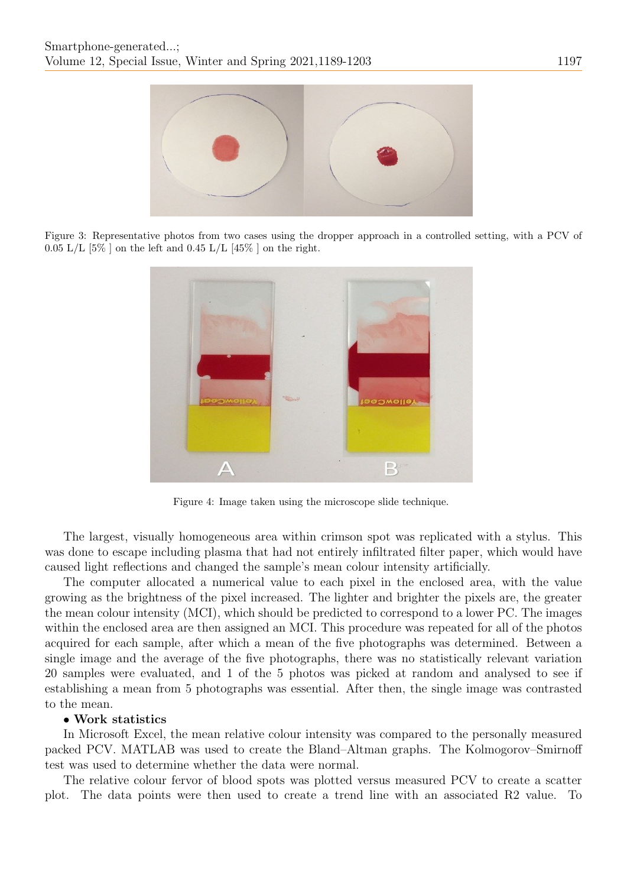Figure 3: Representative photos from two cases using the dropper approach in a controlled setting, with a PCV of 0.05 L/L [5% ] on the left and 0.45 L/L [45% ] on the right.

Figure 4: Image taken using the microscope slide technique.

The largest, visually homogeneous area within crimson spot was replicated with a stylus. This was done to escape including plasma that had not entirely infiltrated filter paper, which would have caused light reflections and changed the sample's mean colour intensity artificially.

The computer allocated a numerical value to each pixel in the enclosed area, with the value growing as the brightness of the pixel increased. The lighter and brighter the pixels are, the greater the mean colour intensity (MCI), which should be predicted to correspond to a lower PC. The images within the enclosed area are then assigned an MCI. This procedure was repeated for all of the photos acquired for each sample, after which a mean of the five photographs was determined. Between a single image and the average of the five photographs, there was no statistically relevant variation 20 samples were evaluated, and 1 of the 5 photos was picked at random and analysed to see if establishing a mean from 5 photographs was essential. After then, the single image was contrasted to the mean.

- **Work statistics**

In Microsoft Excel, the mean relative colour intensity was compared to the personally measured packed PCV. MATLAB was used to create the Bland–Altman graphs. The Kolmogorov–Smirnoff test was used to determine whether the data were normal.

The relative colour fervor of blood spots was plotted versus measured PCV to create a scatter plot. The data points were then used to create a trend line with an associated R2 value. To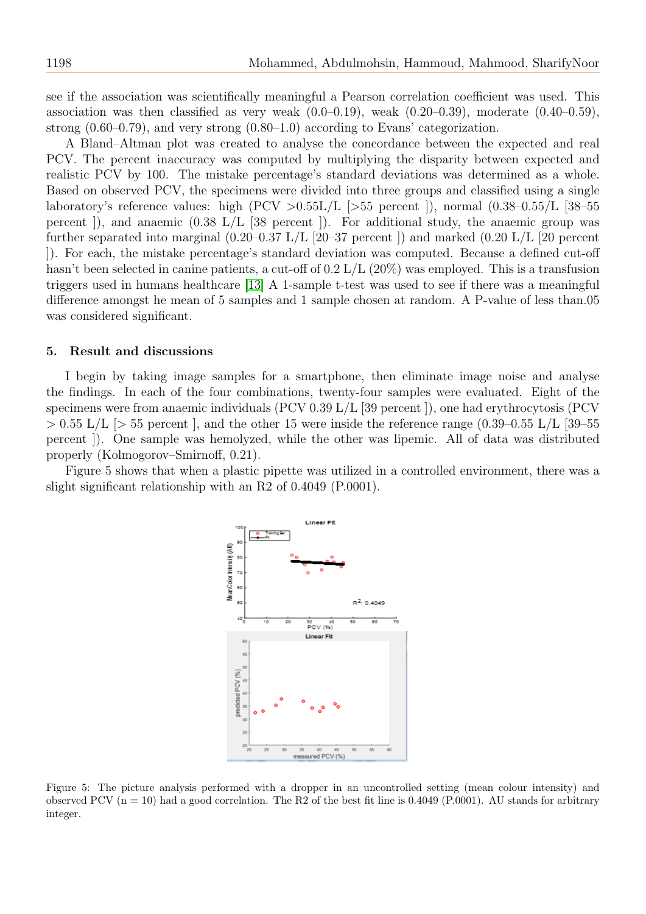see if the association was scientifically meaningful a Pearson correlation coefficient was used. This association was then classified as very weak (0.0–0.19), weak (0.20–0.39), moderate (0.40–0.59), strong (0.60–0.79), and very strong (0.80–1.0) according to Evans' categorization.

A Bland–Altman plot was created to analyse the concordance between the expected and real PCV. The percent inaccuracy was computed by multiplying the disparity between expected and realistic PCV by 100. The mistake percentage's standard deviations was determined as a whole. Based on observed PCV, the specimens were divided into three groups and classified using a single laboratory's reference values: high (PCV >0.55L/L [>55 percent ]), normal (0.38–0.55/L [38–55 percent ]), and anaemic (0.38 L/L [38 percent ]). For additional study, the anaemic group was further separated into marginal (0.20–0.37 L/L [20–37 percent ]) and marked (0.20 L/L [20 percent ]). For each, the mistake percentage's standard deviation was computed. Because a defined cut-off hasn't been selected in canine patients, a cut-off of 0.2 L/L (20%) was employed. This is a transfusion triggers used in humans healthcare [13] A 1-sample t-test was used to see if there was a meaningful difference amongst he mean of 5 samples and 1 sample chosen at random. A P-value of less than.05 was considered significant.

## 5. Result and discussions

I begin by taking image samples for a smartphone, then eliminate image noise and analyse the findings. In each of the four combinations, twenty-four samples were evaluated. Eight of the specimens were from anaemic individuals (PCV 0.39 L/L [39 percent ]), one had erythrocytosis (PCV > 0.55 L/L [> 55 percent ], and the other 15 were inside the reference range (0.39–0.55 L/L [39–55 percent ]). One sample was hemolyzed, while the other was lipemic. All of data was distributed properly (Kolmogorov–Smirnoff, 0.21).

Figure 5 shows that when a plastic pipette was utilized in a controlled environment, there was a slight significant relationship with an R2 of 0.4049 (P.0001).

Figure 5: The picture analysis performed with a dropper in an uncontrolled setting (mean colour intensity) and observed PCV (n = 10) had a good correlation. The R2 of the best fit line is 0.4049 (P.0001). AU stands for arbitrary integer.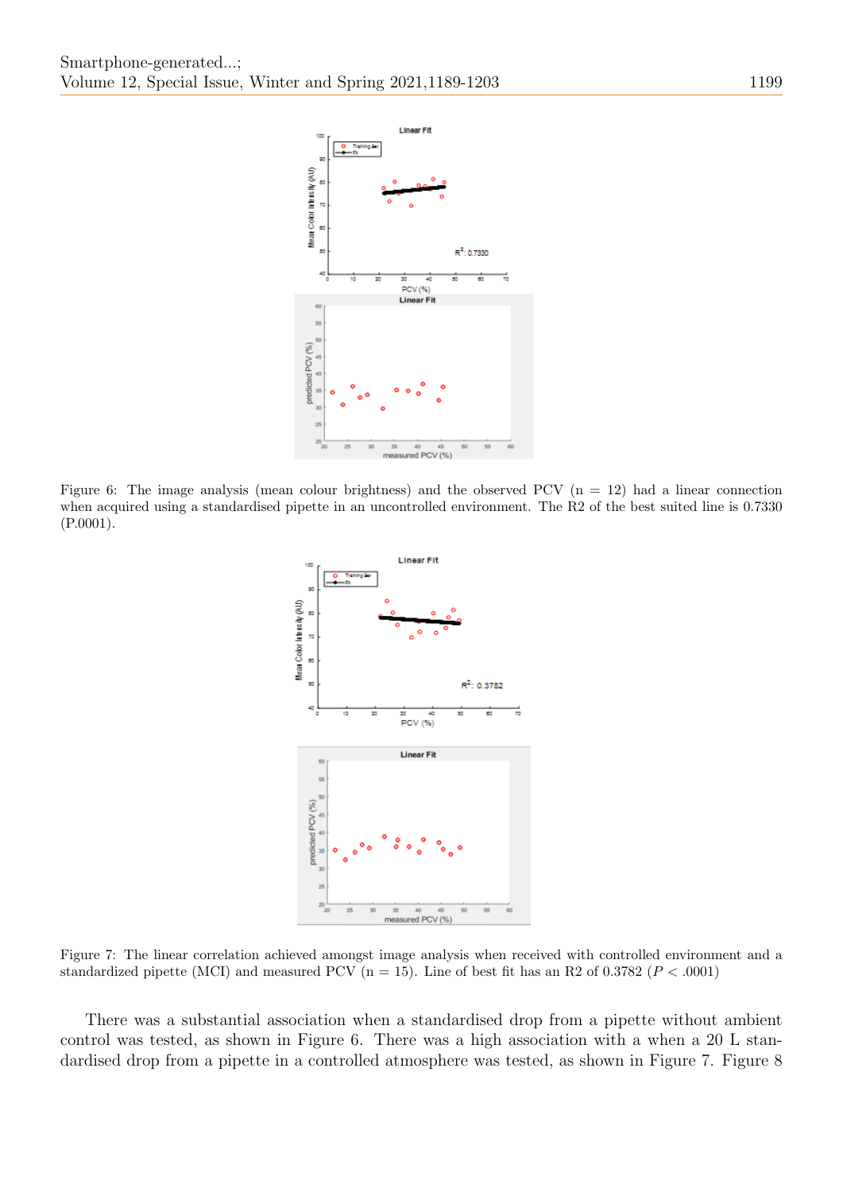Figure 6: The image analysis (mean colour brightness) and the observed PCV (n = 12) had a linear connection when acquired using a standardised pipette in an uncontrolled environment. The R2 of the best suited line is 0.7330 (P.0001).

Figure 7: The linear correlation achieved amongst image analysis when received with controlled environment and a standardized pipette (MCI) and measured PCV (n = 15). Line of best fit has an R2 of 0.3782 ($P < .0001$)

There was a substantial association when a standardised drop from a pipette without ambient control was tested, as shown in Figure 6. There was a high association with a when a 20 L standardised drop from a pipette in a controlled atmosphere was tested, as shown in Figure 7. Figure 8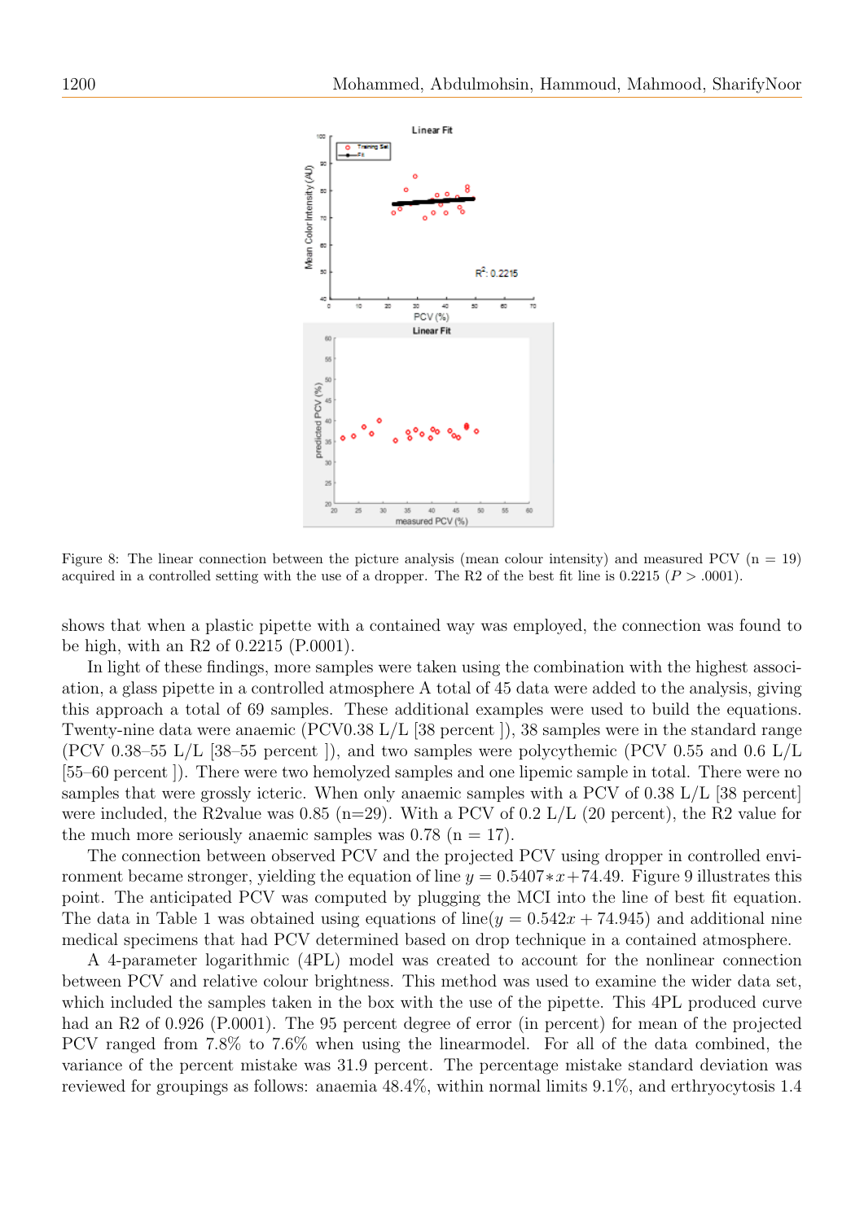Figure 8: The linear connection between the picture analysis (mean colour intensity) and measured PCV (n = 19) acquired in a controlled setting with the use of a dropper. The R2 of the best fit line is 0.2215 ($P > .0001$).

shows that when a plastic pipette with a contained way was employed, the connection was found to be high, with an R2 of 0.2215 (P.0001).

In light of these findings, more samples were taken using the combination with the highest association, a glass pipette in a controlled atmosphere A total of 45 data were added to the analysis, giving this approach a total of 69 samples. These additional examples were used to build the equations. Twenty-nine data were anaemic (PCV0.38 L/L [38 percent ]), 38 samples were in the standard range (PCV 0.38–55 L/L [38–55 percent ]), and two samples were polycythemic (PCV 0.55 and 0.6 L/L [55–60 percent ]). There were two hemolyzed samples and one lipemic sample in total. There were no samples that were grossly icteric. When only anaemic samples with a PCV of 0.38 L/L [38 percent] were included, the R2value was 0.85 (n=29). With a PCV of 0.2 L/L (20 percent), the R2 value for the much more seriously anaemic samples was 0.78 (n = 17).

The connection between observed PCV and the projected PCV using dropper in controlled environment became stronger, yielding the equation of line $y = 0.5407 * x + 74.49$. Figure 9 illustrates this point. The anticipated PCV was computed by plugging the MCI into the line of best fit equation. The data in Table 1 was obtained using equations of line($y = 0.542x + 74.945$) and additional nine medical specimens that had PCV determined based on drop technique in a contained atmosphere.

A 4-parameter logarithmic (4PL) model was created to account for the nonlinear connection between PCV and relative colour brightness. This method was used to examine the wider data set, which included the samples taken in the box with the use of the pipette. This 4PL produced curve had an R2 of 0.926 (P.0001). The 95 percent degree of error (in percent) for mean of the projected PCV ranged from 7.8% to 7.6% when using the linearmodel. For all of the data combined, the variance of the percent mistake was 31.9 percent. The percentage mistake standard deviation was reviewed for groupings as follows: anaemia 48.4%, within normal limits 9.1%, and erthryocytosis 1.4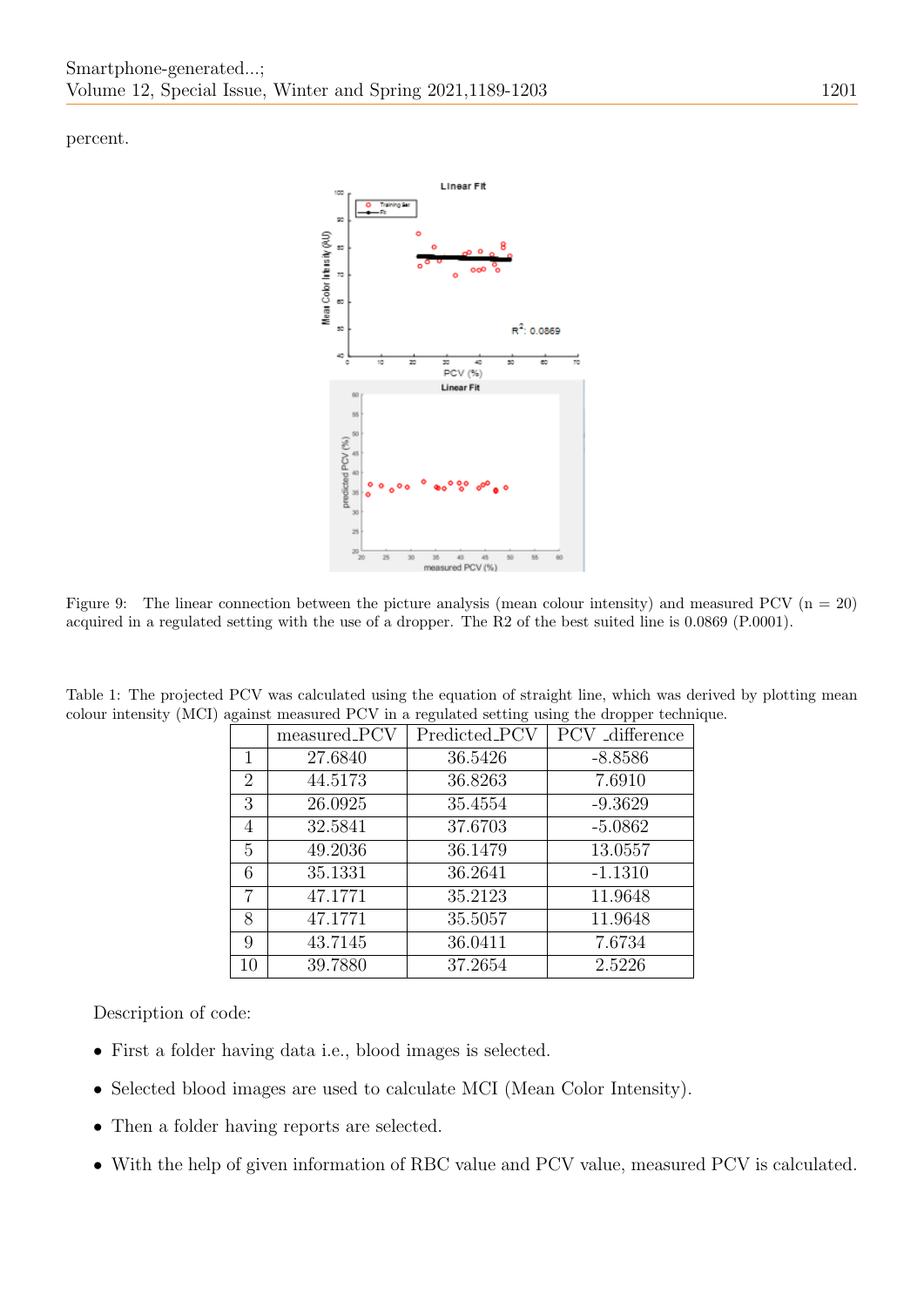percent.

Figure 9: The linear connection between the picture analysis (mean colour intensity) and measured PCV (n = 20) acquired in a regulated setting with the use of a dropper. The R2 of the best suited line is 0.0869 (P.0001).

Table 1: The projected PCV was calculated using the equation of straight line, which was derived by plotting mean colour intensity (MCI) against measured PCV in a regulated setting using the dropper technique.

| | measured_PCV | Predicted_PCV | PCV _difference |
|---|---|---|---|
| 1 | 27.6840 | 36.5426 | -8.8586 |
| 2 | 44.5173 | 36.8263 | 7.6910 |
| 3 | 26.0925 | 35.4554 | -9.3629 |
| 4 | 32.5841 | 37.6703 | -5.0862 |
| 5 | 49.2036 | 36.1479 | 13.0557 |
| 6 | 35.1331 | 36.2641 | -1.1310 |
| 7 | 47.1771 | 35.2123 | 11.9648 |
| 8 | 47.1771 | 35.5057 | 11.9648 |
| 9 | 43.7145 | 36.0411 | 7.6734 |
| 10 | 39.7880 | 37.2654 | 2.5226 |

Description of code:

- First a folder having data i.e., blood images is selected.
- Selected blood images are used to calculate MCI (Mean Color Intensity).
- Then a folder having reports are selected.
- With the help of given information of RBC value and PCV value, measured PCV is calculated.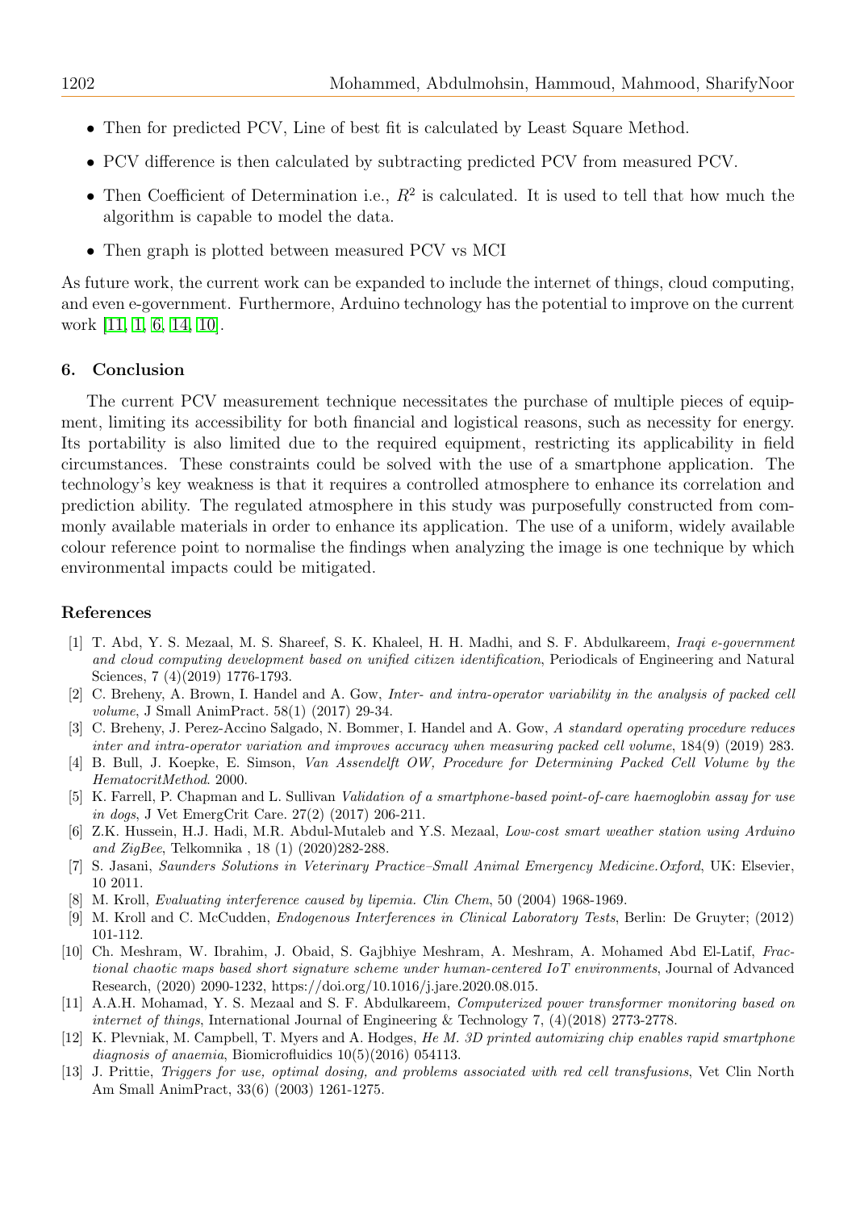- Then for predicted PCV, Line of best fit is calculated by Least Square Method.
- PCV difference is then calculated by subtracting predicted PCV from measured PCV.
- Then Coefficient of Determination i.e., $R^2$ is calculated. It is used to tell that how much the algorithm is capable to model the data.
- Then graph is plotted between measured PCV vs MCI

As future work, the current work can be expanded to include the internet of things, cloud computing, and even e-government. Furthermore, Arduino technology has the potential to improve on the current work [11, 1, 6, 14, 10].

## 6. Conclusion

The current PCV measurement technique necessitates the purchase of multiple pieces of equipment, limiting its accessibility for both financial and logistical reasons, such as necessity for energy. Its portability is also limited due to the required equipment, restricting its applicability in field circumstances. These constraints could be solved with the use of a smartphone application. The technology's key weakness is that it requires a controlled atmosphere to enhance its correlation and prediction ability. The regulated atmosphere in this study was purposefully constructed from commonly available materials in order to enhance its application. The use of a uniform, widely available colour reference point to normalise the findings when analyzing the image is one technique by which environmental impacts could be mitigated.

## References

[1] T. Abd, Y. S. Mezaal, M. S. Shareef, S. K. Khaleel, H. H. Madhi, and S. F. Abdulkareem, *Iraqi e-government and cloud computing development based on unified citizen identification*, Periodicals of Engineering and Natural Sciences, 7 (4)(2019) 1776-1793.

[2] C. Breheny, A. Brown, I. Handel and A. Gow, *Inter- and intra-operator variability in the analysis of packed cell volume*, J Small AnimPract. 58(1) (2017) 29-34.

[3] C. Breheny, J. Perez-Accino Salgado, N. Bommer, I. Handel and A. Gow, *A standard operating procedure reduces inter and intra-operator variation and improves accuracy when measuring packed cell volume*, 184(9) (2019) 283.

[4] B. Bull, J. Koepke, E. Simson, *Van Assendelft OW, Procedure for Determining Packed Cell Volume by the HematocritMethod*. 2000.

[5] K. Farrell, P. Chapman and L. Sullivan *Validation of a smartphone-based point-of-care haemoglobin assay for use in dogs*, J Vet EmergCrit Care. 27(2) (2017) 206-211.

[6] Z.K. Hussein, H.J. Hadi, M.R. Abdul-Mutaleb and Y.S. Mezaal, *Low-cost smart weather station using Arduino and ZigBee*, Telkomnika , 18 (1) (2020)282-288.

[7] S. Jasani, *Saunders Solutions in Veterinary Practice–Small Animal Emergency Medicine.Oxford*, UK: Elsevier, 10 2011.

[8] M. Kroll, *Evaluating interference caused by lipemia. Clin Chem*, 50 (2004) 1968-1969.

[9] M. Kroll and C. McCudden, *Endogenous Interferences in Clinical Laboratory Tests*, Berlin: De Gruyter; (2012) 101-112.

[10] Ch. Meshram, W. Ibrahim, J. Obaid, S. Gajbhiye Meshram, A. Meshram, A. Mohamed Abd El-Latif, *Fractional chaotic maps based short signature scheme under human-centered IoT environments*, Journal of Advanced Research, (2020) 2090-1232, https://doi.org/10.1016/j.jare.2020.08.015.

[11] A.A.H. Mohamad, Y. S. Mezaal and S. F. Abdulkareem, *Computerized power transformer monitoring based on internet of things*, International Journal of Engineering & Technology 7, (4)(2018) 2773-2778.

[12] K. Plevniak, M. Campbell, T. Myers and A. Hodges, *He M. 3D printed automixing chip enables rapid smartphone diagnosis of anaemia*, Biomicrofluidics 10(5)(2016) 054113.

[13] J. Prittie, *Triggers for use, optimal dosing, and problems associated with red cell transfusions*, Vet Clin North Am Small AnimPract, 33(6) (2003) 1261-1275.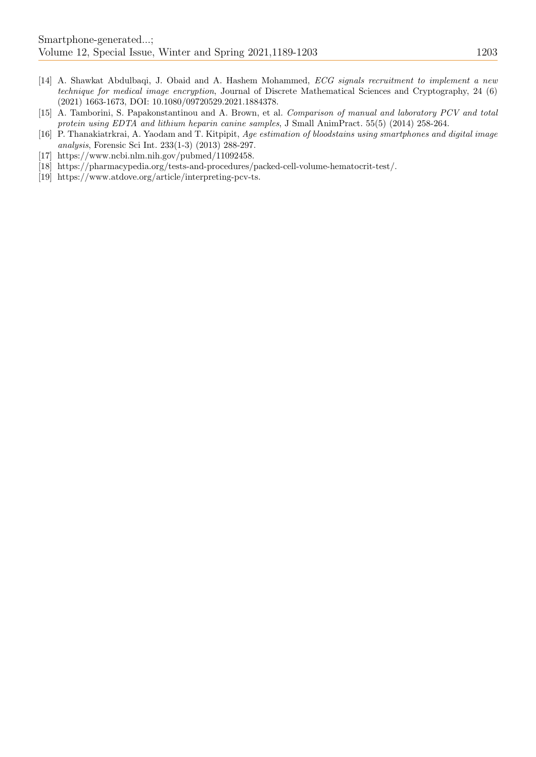[14] A. Shawkat Abdulbaqi, J. Obaid and A. Hashem Mohammed, *ECG signals recruitment to implement a new technique for medical image encryption*, Journal of Discrete Mathematical Sciences and Cryptography, 24 (6) (2021) 1663-1673, DOI: 10.1080/09720529.2021.1884378.

[15] A. Tamborini, S. Papakonstantinou and A. Brown, et al. *Comparison of manual and laboratory PCV and total protein using EDTA and lithium heparin canine samples*, J Small AnimPract. 55(5) (2014) 258-264.

[16] P. Thanakiatrkrai, A. Yaodam and T. Kitpipit, *Age estimation of bloodstains using smartphones and digital image analysis*, Forensic Sci Int. 233(1-3) (2013) 288-297.

[17] https://www.ncbi.nlm.nih.gov/pubmed/11092458.

[18] https://pharmacypedia.org/tests-and-procedures/packed-cell-volume-hematocrit-test/.

[19] https://www.atdove.org/article/interpreting-pcv-ts.